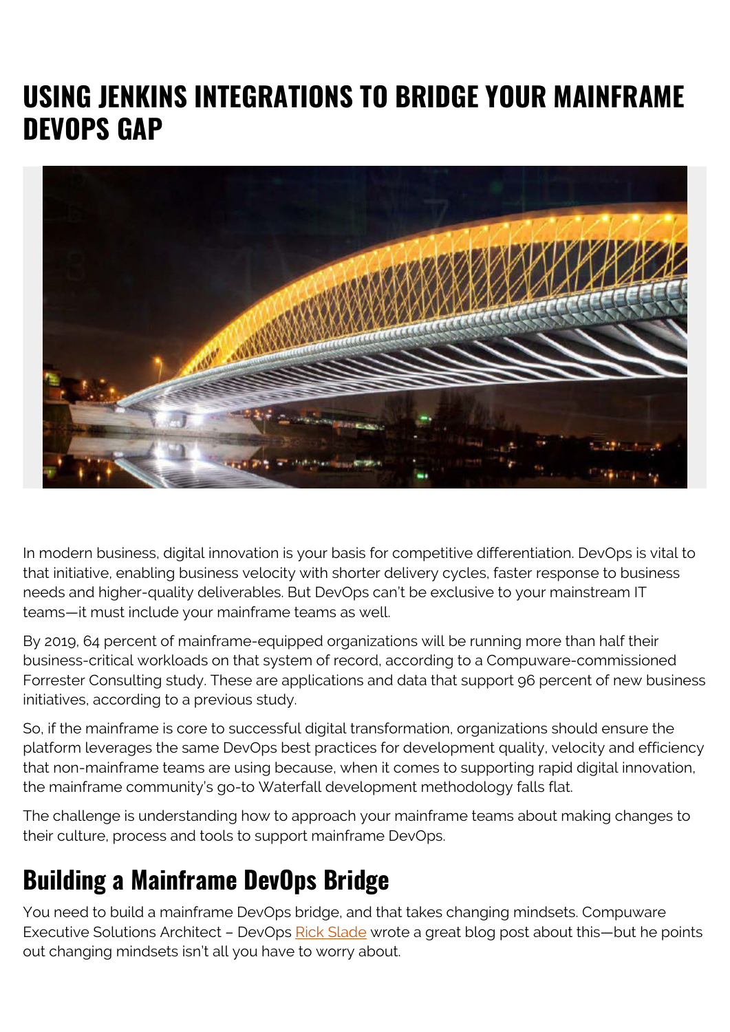# USING JENKINS INTEGRATIONS TO BRIDGE YOUR MAINFRAME DEVOPS GAP

In modern business, digital innovation is your basis for competitive differentiation. DevOps is vital to that initiative, enabling business velocity with shorter delivery cycles, faster response to business needs and higher-quality deliverables. But DevOps can't be exclusive to your mainstream IT teams—it must include your mainframe teams as well.

By 2019, 64 percent of mainframe-equipped organizations will be running more than half their business-critical workloads on that system of record, according to a Compuware-commissioned Forrester Consulting study. These are applications and data that support 96 percent of new business initiatives, according to a previous study.

So, if the mainframe is core to successful digital transformation, organizations should ensure the platform leverages the same DevOps best practices for development quality, velocity and efficiency that non-mainframe teams are using because, when it comes to supporting rapid digital innovation, the mainframe community's go-to Waterfall development methodology falls flat.

The challenge is understanding how to approach your mainframe teams about making changes to their culture, process and tools to support mainframe DevOps.

## Building a Mainframe DevOps Bridge

You need to build a mainframe DevOps bridge, and that takes changing mindsets. Compuware Executive Solutions Architect – DevOps Rick Slade wrote a great blog post about this—but he points out changing mindsets isn't all you have to worry about.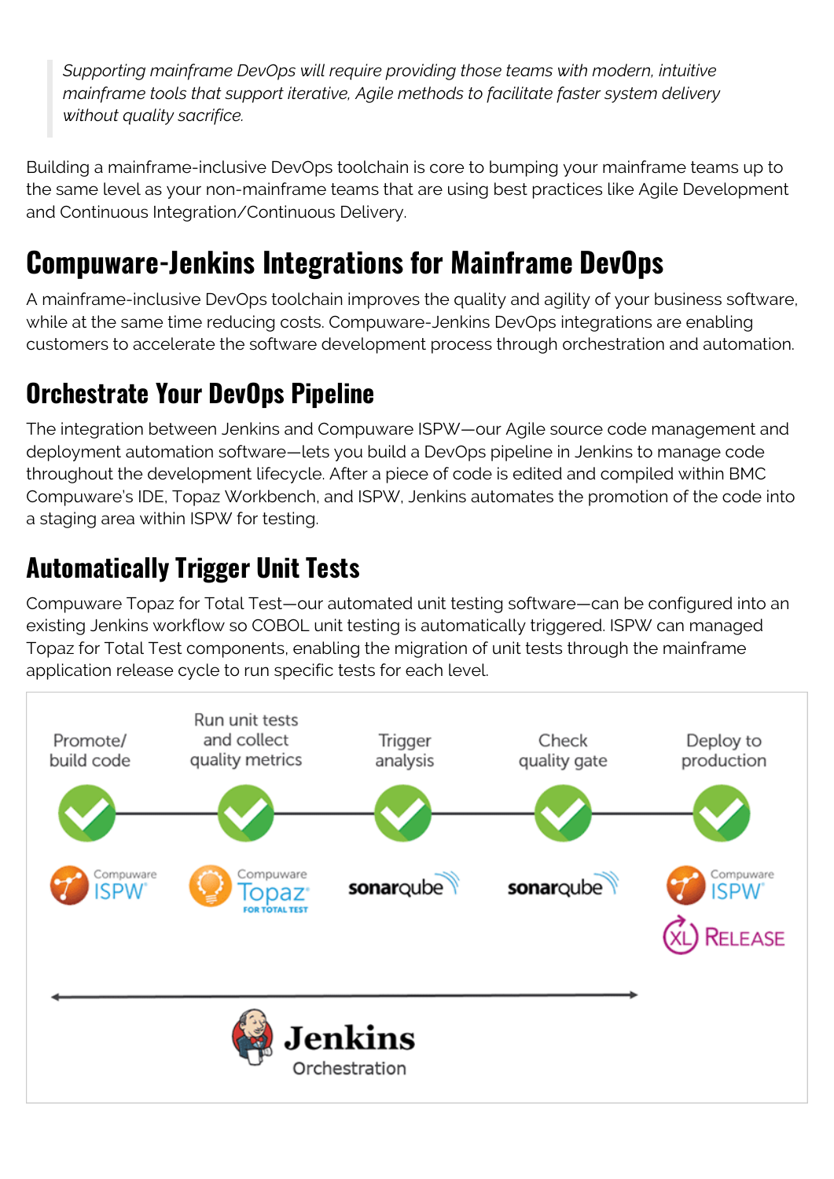> *Supporting mainframe DevOps will require providing those teams with modern, intuitive mainframe tools that support iterative, Agile methods to facilitate faster system delivery without quality sacrifice.*

Building a mainframe-inclusive DevOps toolchain is core to bumping your mainframe teams up to the same level as your non-mainframe teams that are using best practices like Agile Development and Continuous Integration/Continuous Delivery.

## Compuware-Jenkins Integrations for Mainframe DevOps

A mainframe-inclusive DevOps toolchain improves the quality and agility of your business software, while at the same time reducing costs. Compuware-Jenkins DevOps integrations are enabling customers to accelerate the software development process through orchestration and automation.

### Orchestrate Your DevOps Pipeline

The integration between Jenkins and Compuware ISPW—our Agile source code management and deployment automation software—lets you build a DevOps pipeline in Jenkins to manage code throughout the development lifecycle. After a piece of code is edited and compiled within BMC Compuware's IDE, Topaz Workbench, and ISPW, Jenkins automates the promotion of the code into a staging area within ISPW for testing.

### Automatically Trigger Unit Tests

Compuware Topaz for Total Test—our automated unit testing software—can be configured into an existing Jenkins workflow so COBOL unit testing is automatically triggered. ISPW can managed Topaz for Total Test components, enabling the migration of unit tests through the mainframe application release cycle to run specific tests for each level.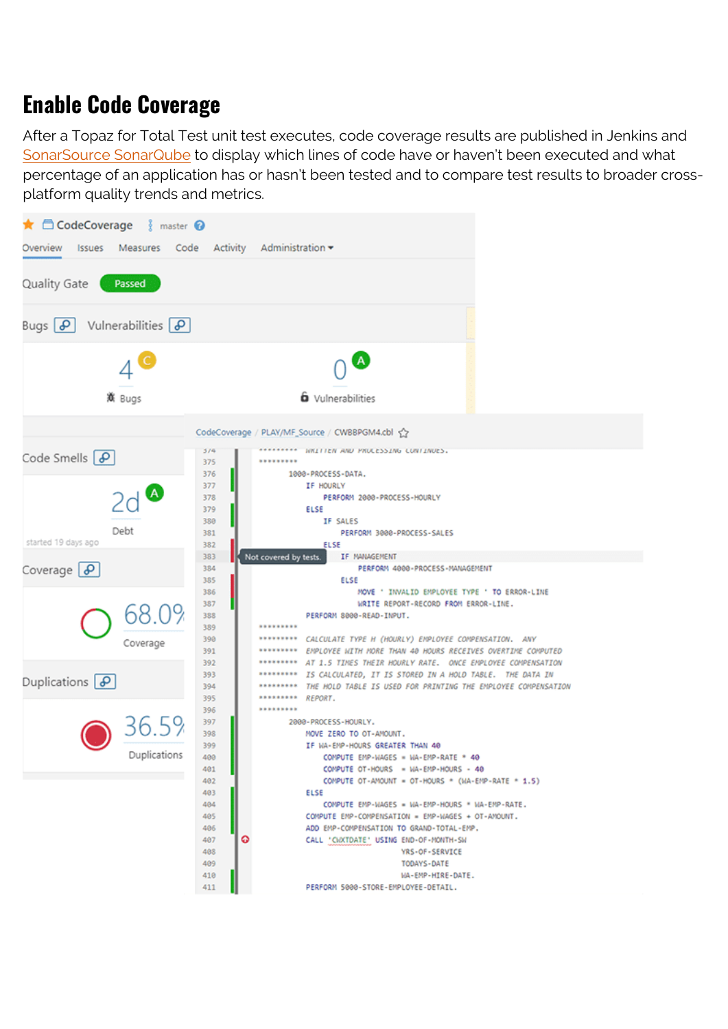# Enable Code Coverage

After a Topaz for Total Test unit test executes, code coverage results are published in Jenkins and SonarSource SonarQube to display which lines of code have or haven't been executed and what percentage of an application has or hasn't been tested and to compare test results to broader cross-platform quality trends and metrics.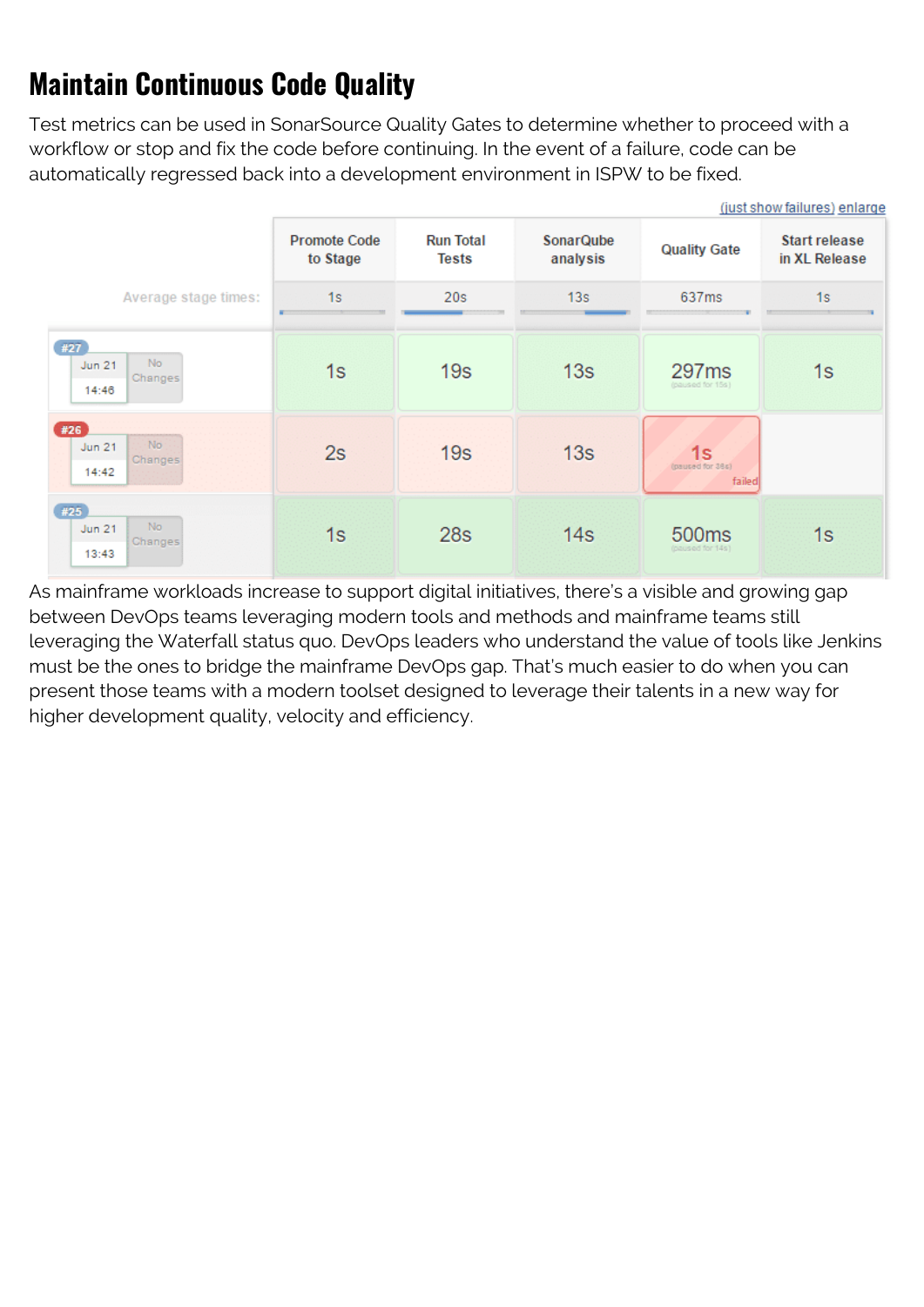# Maintain Continuous Code Quality

Test metrics can be used in SonarSource Quality Gates to determine whether to proceed with a workflow or stop and fix the code before continuing. In the event of a failure, code can be automatically regressed back into a development environment in ISPW to be fixed.

(just show failures) enlarge

| | Promote Code to Stage | Run Total Tests | SonarQube analysis | Quality Gate | Start release in XL Release |
|---|---|---|---|---|---|
| Average stage times: | 1s | 20s | 13s | 637ms | 1s |
| #27 Jun 21 14:46 No Changes | 1s | 19s | 13s | 297ms (paused for 15s) | 1s |
| #26 Jun 21 14:42 No Changes | 2s | 19s | 13s | 1s (paused for 38s) failed | |
| #25 Jun 21 13:43 No Changes | 1s | 28s | 14s | 500ms (paused for 14s) | 1s |

As mainframe workloads increase to support digital initiatives, there's a visible and growing gap between DevOps teams leveraging modern tools and methods and mainframe teams still leveraging the Waterfall status quo. DevOps leaders who understand the value of tools like Jenkins must be the ones to bridge the mainframe DevOps gap. That's much easier to do when you can present those teams with a modern toolset designed to leverage their talents in a new way for higher development quality, velocity and efficiency.